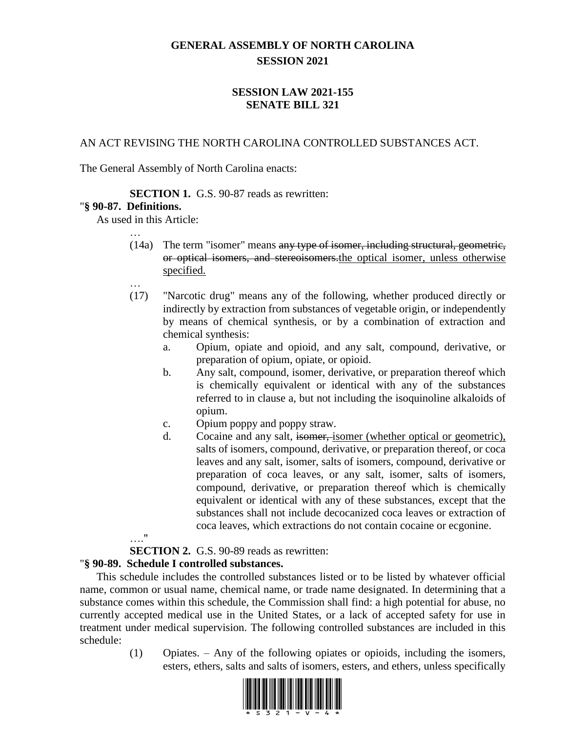# GENERAL ASSEMBLY OF NORTH CAROLINA
## SESSION 2021

### SESSION LAW 2021-155
### SENATE BILL 321

AN ACT REVISING THE NORTH CAROLINA CONTROLLED SUBSTANCES ACT.

The General Assembly of North Carolina enacts:

**SECTION 1.** G.S. 90-87 reads as rewritten:

"**§ 90-87. Definitions.**

As used in this Article:

…

(14a) The term "isomer" means ~~any type of isomer, including structural, geometric, or optical isomers, and stereoisomers.~~<u>the optical isomer, unless otherwise specified.</u>

…

(17) "Narcotic drug" means any of the following, whether produced directly or indirectly by extraction from substances of vegetable origin, or independently by means of chemical synthesis, or by a combination of extraction and chemical synthesis:

a. Opium, opiate and opioid, and any salt, compound, derivative, or preparation of opium, opiate, or opioid.

b. Any salt, compound, isomer, derivative, or preparation thereof which is chemically equivalent or identical with any of the substances referred to in clause a, but not including the isoquinoline alkaloids of opium.

c. Opium poppy and poppy straw.

d. Cocaine and any salt, ~~isomer,~~ <u>isomer (whether optical or geometric),</u> salts of isomers, compound, derivative, or preparation thereof, or coca leaves and any salt, isomer, salts of isomers, compound, derivative or preparation of coca leaves, or any salt, isomer, salts of isomers, compound, derivative, or preparation thereof which is chemically equivalent or identical with any of these substances, except that the substances shall not include decocanized coca leaves or extraction of coca leaves, which extractions do not contain cocaine or ecgonine.

…."

**SECTION 2.** G.S. 90-89 reads as rewritten:

"**§ 90-89. Schedule I controlled substances.**

This schedule includes the controlled substances listed or to be listed by whatever official name, common or usual name, chemical name, or trade name designated. In determining that a substance comes within this schedule, the Commission shall find: a high potential for abuse, no currently accepted medical use in the United States, or a lack of accepted safety for use in treatment under medical supervision. The following controlled substances are included in this schedule:

(1) Opiates. – Any of the following opiates or opioids, including the isomers, esters, ethers, salts and salts of isomers, esters, and ethers, unless specifically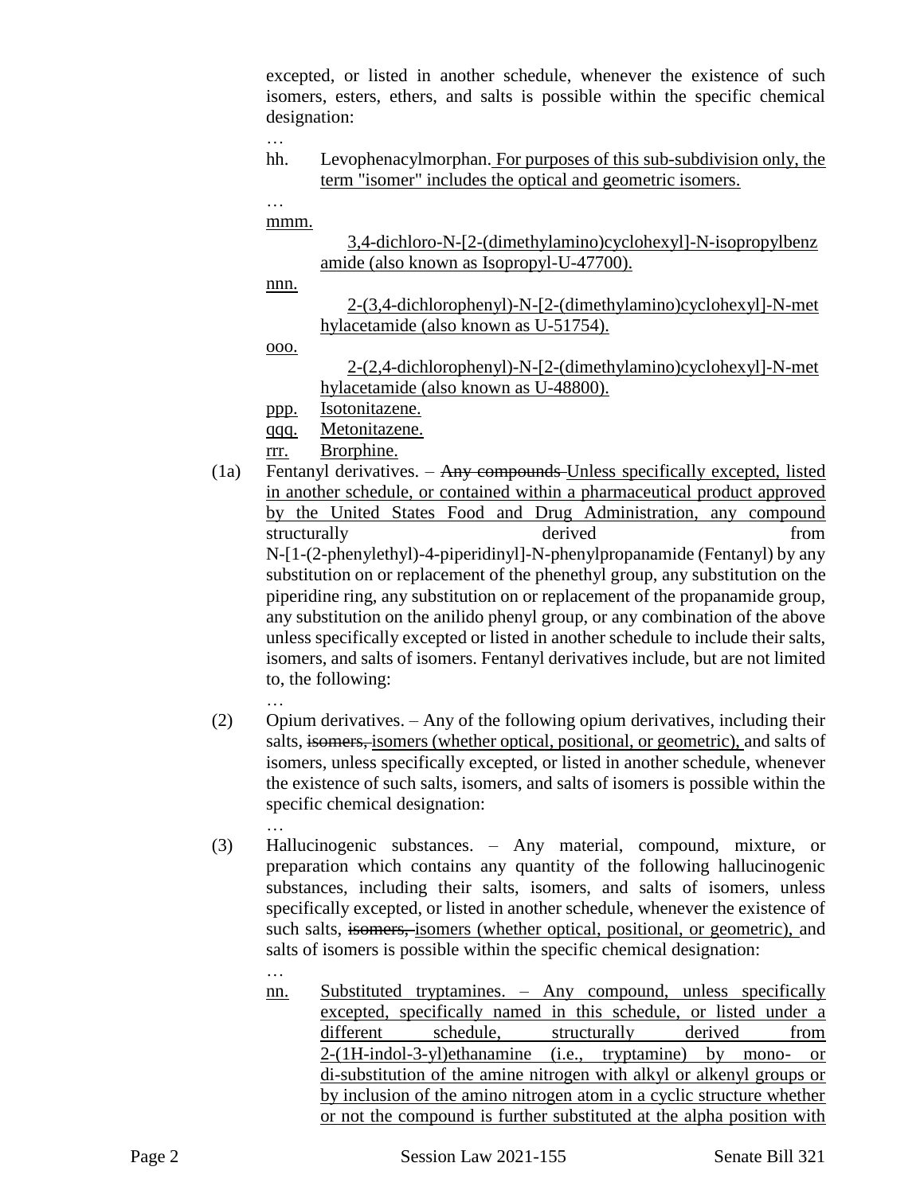excepted, or listed in another schedule, whenever the existence of such isomers, esters, ethers, and salts is possible within the specific chemical designation:

…

hh. Levophenacylmorphan. For purposes of this sub-subdivision only, the term "isomer" includes the optical and geometric isomers.

…

mmm. 3,4-dichloro-N-[2-(dimethylamino)cyclohexyl]-N-isopropylbenzamide (also known as Isopropyl-U-47700).

nnn. 2-(3,4-dichlorophenyl)-N-[2-(dimethylamino)cyclohexyl]-N-methylacetamide (also known as U-51754).

ooo. 2-(2,4-dichlorophenyl)-N-[2-(dimethylamino)cyclohexyl]-N-methylacetamide (also known as U-48800).

ppp. Isotonitazene.

qqq. Metonitazene.

rrr. Brorphine.

(1a) Fentanyl derivatives. – ~~Any compounds~~ Unless specifically excepted, listed in another schedule, or contained within a pharmaceutical product approved by the United States Food and Drug Administration, any compound structurally derived from N-[1-(2-phenylethyl)-4-piperidinyl]-N-phenylpropanamide (Fentanyl) by any substitution on or replacement of the phenethyl group, any substitution on the piperidine ring, any substitution on or replacement of the propanamide group, any substitution on the anilido phenyl group, or any combination of the above unless specifically excepted or listed in another schedule to include their salts, isomers, and salts of isomers. Fentanyl derivatives include, but are not limited to, the following:

…

(2) Opium derivatives. – Any of the following opium derivatives, including their salts, ~~isomers,~~ isomers (whether optical, positional, or geometric), and salts of isomers, unless specifically excepted, or listed in another schedule, whenever the existence of such salts, isomers, and salts of isomers is possible within the specific chemical designation:

…

(3) Hallucinogenic substances. – Any material, compound, mixture, or preparation which contains any quantity of the following hallucinogenic substances, including their salts, isomers, and salts of isomers, unless specifically excepted, or listed in another schedule, whenever the existence of such salts, ~~isomers,~~ isomers (whether optical, positional, or geometric), and salts of isomers is possible within the specific chemical designation:

…

nn. Substituted tryptamines. – Any compound, unless specifically excepted, specifically named in this schedule, or listed under a different schedule, structurally derived from 2-(1H-indol-3-yl)ethanamine (i.e., tryptamine) by mono- or di-substitution of the amine nitrogen with alkyl or alkenyl groups or by inclusion of the amino nitrogen atom in a cyclic structure whether or not the compound is further substituted at the alpha position with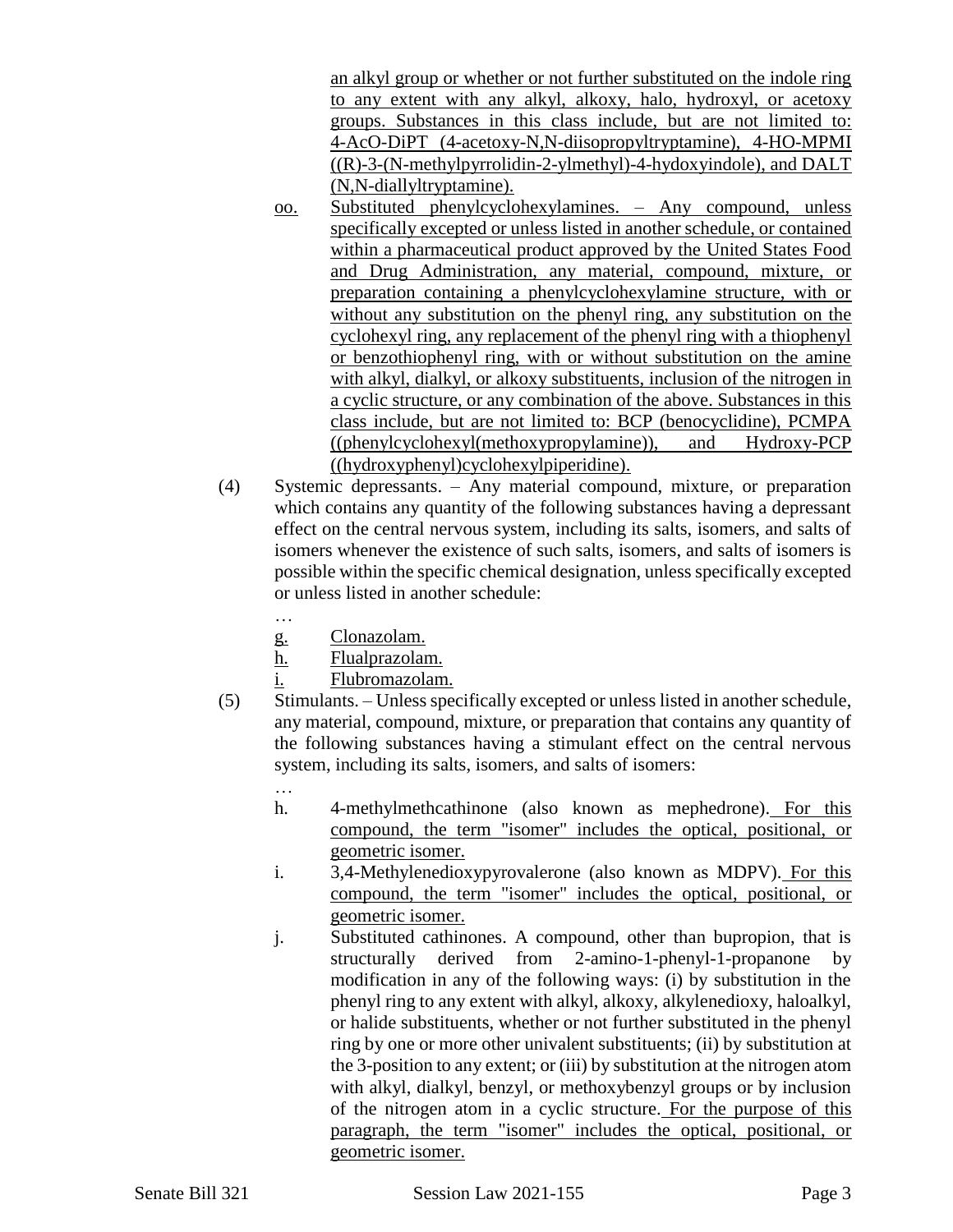an alkyl group or whether or not further substituted on the indole ring to any extent with any alkyl, alkoxy, halo, hydroxyl, or acetoxy groups. Substances in this class include, but are not limited to: 4-AcO-DiPT (4-acetoxy-N,N-diisopropyltryptamine), 4-HO-MPMI ((R)-3-(N-methylpyrrolidin-2-ylmethyl)-4-hydoxyindole), and DALT (N,N-diallyltryptamine).

oo. Substituted phenylcyclohexylamines. – Any compound, unless specifically excepted or unless listed in another schedule, or contained within a pharmaceutical product approved by the United States Food and Drug Administration, any material, compound, mixture, or preparation containing a phenylcyclohexylamine structure, with or without any substitution on the phenyl ring, any substitution on the cyclohexyl ring, any replacement of the phenyl ring with a thiophenyl or benzothiophenyl ring, with or without substitution on the amine with alkyl, dialkyl, or alkoxy substituents, inclusion of the nitrogen in a cyclic structure, or any combination of the above. Substances in this class include, but are not limited to: BCP (benocyclidine), PCMPA ((phenylcyclohexyl(methoxypropylamine)), and Hydroxy-PCP ((hydroxyphenyl)cyclohexylpiperidine).

(4) Systemic depressants. – Any material compound, mixture, or preparation which contains any quantity of the following substances having a depressant effect on the central nervous system, including its salts, isomers, and salts of isomers whenever the existence of such salts, isomers, and salts of isomers is possible within the specific chemical designation, unless specifically excepted or unless listed in another schedule:

…

g. Clonazolam.

h. Flualprazolam.

i. Flubromazolam.

(5) Stimulants. – Unless specifically excepted or unless listed in another schedule, any material, compound, mixture, or preparation that contains any quantity of the following substances having a stimulant effect on the central nervous system, including its salts, isomers, and salts of isomers:

…

h. 4-methylmethcathinone (also known as mephedrone). For this compound, the term "isomer" includes the optical, positional, or geometric isomer.

i. 3,4-Methylenedioxypyrovalerone (also known as MDPV). For this compound, the term "isomer" includes the optical, positional, or geometric isomer.

j. Substituted cathinones. A compound, other than bupropion, that is structurally derived from 2-amino-1-phenyl-1-propanone by modification in any of the following ways: (i) by substitution in the phenyl ring to any extent with alkyl, alkoxy, alkylenedioxy, haloalkyl, or halide substituents, whether or not further substituted in the phenyl ring by one or more other univalent substituents; (ii) by substitution at the 3-position to any extent; or (iii) by substitution at the nitrogen atom with alkyl, dialkyl, benzyl, or methoxybenzyl groups or by inclusion of the nitrogen atom in a cyclic structure. For the purpose of this paragraph, the term "isomer" includes the optical, positional, or geometric isomer.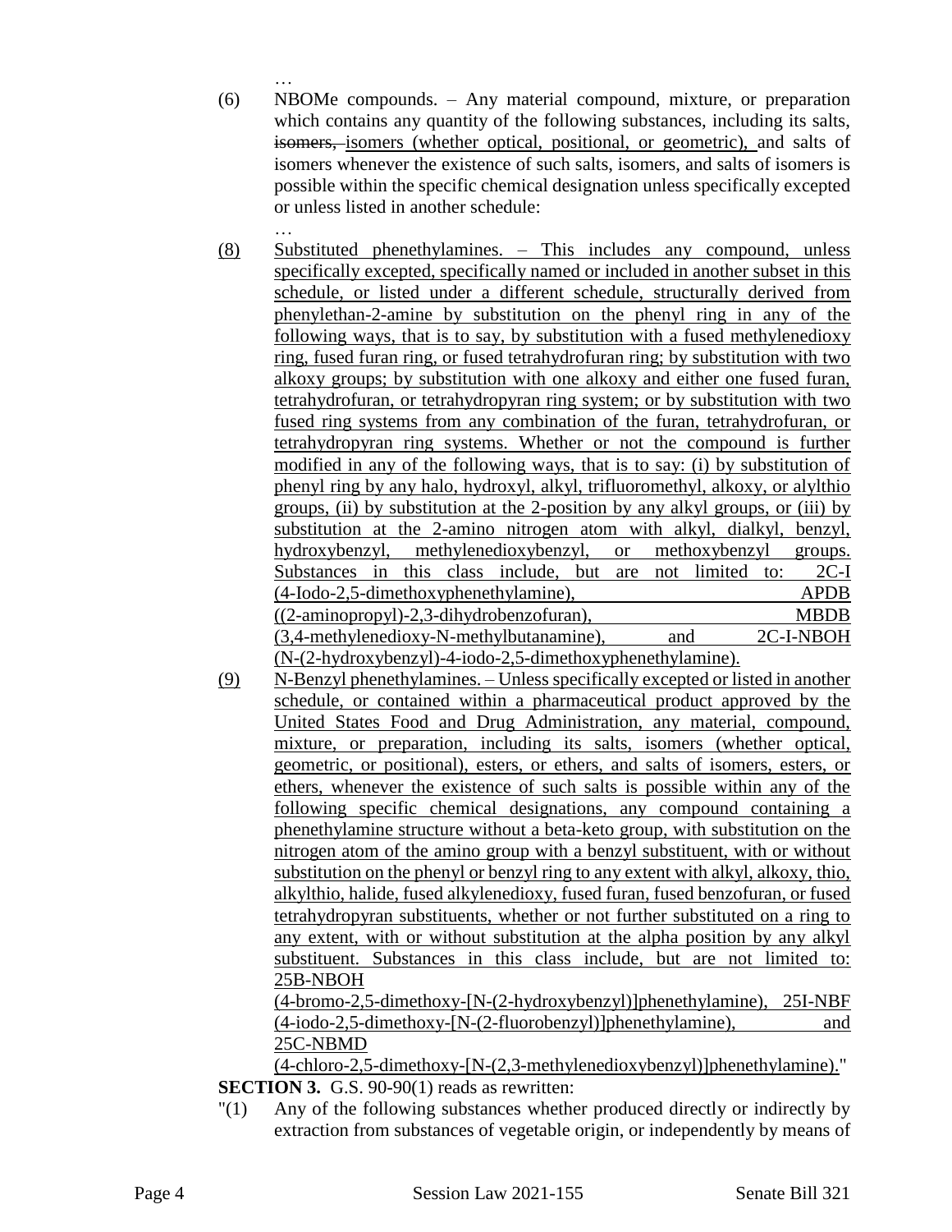…

(6) NBOMe compounds. – Any material compound, mixture, or preparation which contains any quantity of the following substances, including its salts, ~~isomers,~~ isomers (whether optical, positional, or geometric), and salts of isomers whenever the existence of such salts, isomers, and salts of isomers is possible within the specific chemical designation unless specifically excepted or unless listed in another schedule:

…

(8) Substituted phenethylamines. – This includes any compound, unless specifically excepted, specifically named or included in another subset in this schedule, or listed under a different schedule, structurally derived from phenylethan-2-amine by substitution on the phenyl ring in any of the following ways, that is to say, by substitution with a fused methylenedioxy ring, fused furan ring, or fused tetrahydrofuran ring; by substitution with two alkoxy groups; by substitution with one alkoxy and either one fused furan, tetrahydrofuran, or tetrahydropyran ring system; or by substitution with two fused ring systems from any combination of the furan, tetrahydrofuran, or tetrahydropyran ring systems. Whether or not the compound is further modified in any of the following ways, that is to say: (i) by substitution of phenyl ring by any halo, hydroxyl, alkyl, trifluoromethyl, alkoxy, or alylthio groups, (ii) by substitution at the 2-position by any alkyl groups, or (iii) by substitution at the 2-amino nitrogen atom with alkyl, dialkyl, benzyl, hydroxybenzyl, methylenedioxybenzyl, or methoxybenzyl groups. Substances in this class include, but are not limited to: 2C-I (4-Iodo-2,5-dimethoxyphenethylamine), APDB ((2-aminopropyl)-2,3-dihydrobenzofuran), MBDB (3,4-methylenedioxy-N-methylbutanamine), and 2C-I-NBOH (N-(2-hydroxybenzyl)-4-iodo-2,5-dimethoxyphenethylamine).

(9) N-Benzyl phenethylamines. – Unless specifically excepted or listed in another schedule, or contained within a pharmaceutical product approved by the United States Food and Drug Administration, any material, compound, mixture, or preparation, including its salts, isomers (whether optical, geometric, or positional), esters, or ethers, and salts of isomers, esters, or ethers, whenever the existence of such salts is possible within any of the following specific chemical designations, any compound containing a phenethylamine structure without a beta-keto group, with substitution on the nitrogen atom of the amino group with a benzyl substituent, with or without substitution on the phenyl or benzyl ring to any extent with alkyl, alkoxy, thio, alkylthio, halide, fused alkylenedioxy, fused furan, fused benzofuran, or fused tetrahydropyran substituents, whether or not further substituted on a ring to any extent, with or without substitution at the alpha position by any alkyl substituent. Substances in this class include, but are not limited to: 25B-NBOH (4-bromo-2,5-dimethoxy-[N-(2-hydroxybenzyl)]phenethylamine), 25I-NBF (4-iodo-2,5-dimethoxy-[N-(2-fluorobenzyl)]phenethylamine), and 25C-NBMD (4-chloro-2,5-dimethoxy-[N-(2,3-methylenedioxybenzyl)]phenethylamine)."

**SECTION 3.** G.S. 90-90(1) reads as rewritten:

"(1) Any of the following substances whether produced directly or indirectly by extraction from substances of vegetable origin, or independently by means of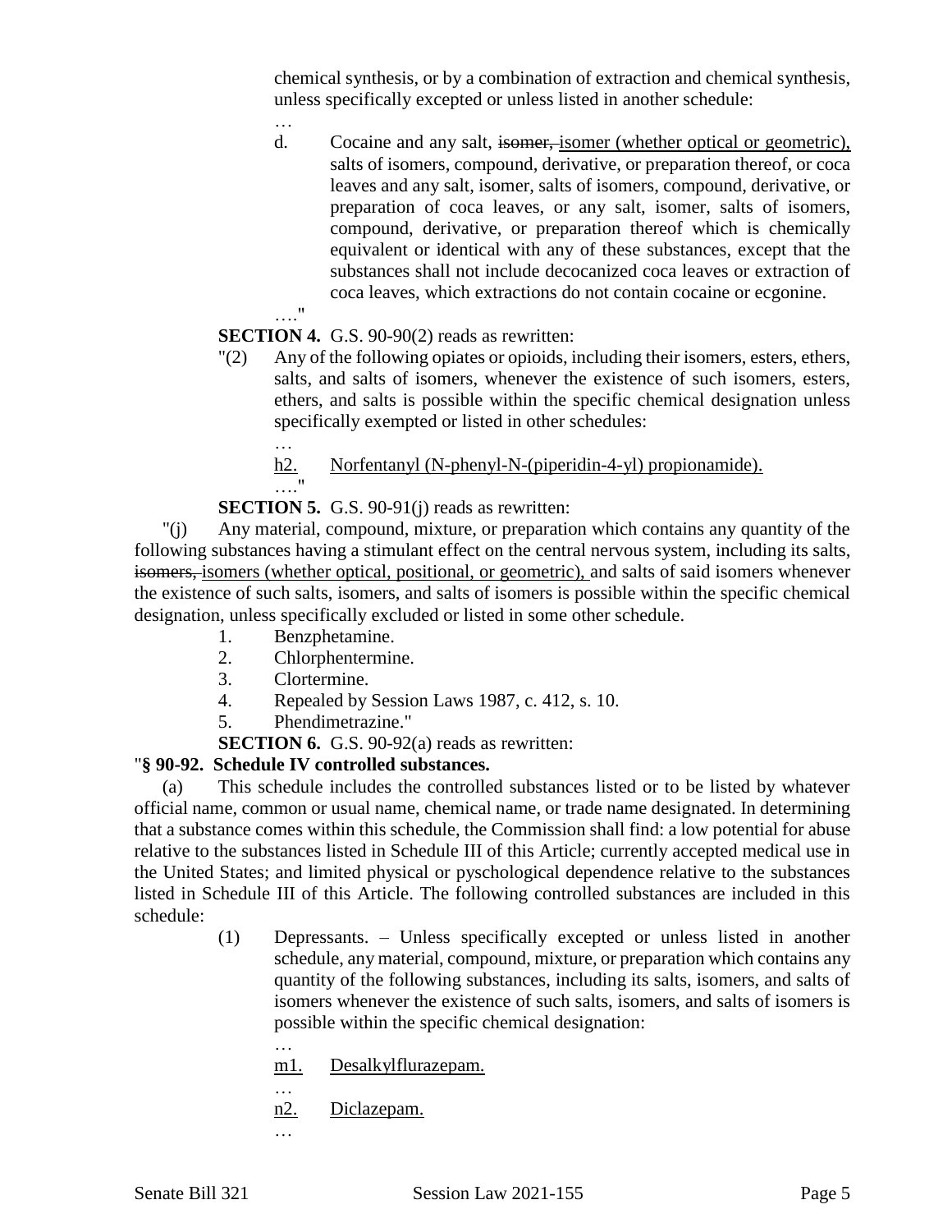chemical synthesis, or by a combination of extraction and chemical synthesis, unless specifically excepted or unless listed in another schedule:

…

d. Cocaine and any salt, ~~isomer,~~ <u>isomer (whether optical or geometric),</u> salts of isomers, compound, derivative, or preparation thereof, or coca leaves and any salt, isomer, salts of isomers, compound, derivative, or preparation of coca leaves, or any salt, isomer, salts of isomers, compound, derivative, or preparation thereof which is chemically equivalent or identical with any of these substances, except that the substances shall not include decocanized coca leaves or extraction of coca leaves, which extractions do not contain cocaine or ecgonine.

…."

**SECTION 4.** G.S. 90-90(2) reads as rewritten:

"(2) Any of the following opiates or opioids, including their isomers, esters, ethers, salts, and salts of isomers, whenever the existence of such isomers, esters, ethers, and salts is possible within the specific chemical designation unless specifically exempted or listed in other schedules:

…

<u>h2. Norfentanyl (N-phenyl-N-(piperidin-4-yl) propionamide).</u>

…."

**SECTION 5.** G.S. 90-91(j) reads as rewritten:

"(j) Any material, compound, mixture, or preparation which contains any quantity of the following substances having a stimulant effect on the central nervous system, including its salts, ~~isomers,~~ <u>isomers (whether optical, positional, or geometric),</u> and salts of said isomers whenever the existence of such salts, isomers, and salts of isomers is possible within the specific chemical designation, unless specifically excluded or listed in some other schedule.

1. Benzphetamine.
2. Chlorphentermine.
3. Clortermine.
4. Repealed by Session Laws 1987, c. 412, s. 10.
5. Phendimetrazine."

**SECTION 6.** G.S. 90-92(a) reads as rewritten:

"**§ 90-92. Schedule IV controlled substances.**

(a) This schedule includes the controlled substances listed or to be listed by whatever official name, common or usual name, chemical name, or trade name designated. In determining that a substance comes within this schedule, the Commission shall find: a low potential for abuse relative to the substances listed in Schedule III of this Article; currently accepted medical use in the United States; and limited physical or pyschological dependence relative to the substances listed in Schedule III of this Article. The following controlled substances are included in this schedule:

(1) Depressants. – Unless specifically excepted or unless listed in another schedule, any material, compound, mixture, or preparation which contains any quantity of the following substances, including its salts, isomers, and salts of isomers whenever the existence of such salts, isomers, and salts of isomers is possible within the specific chemical designation:

…

<u>m1. Desalkylflurazepam.</u>

…

<u>n2. Diclazepam.</u>

…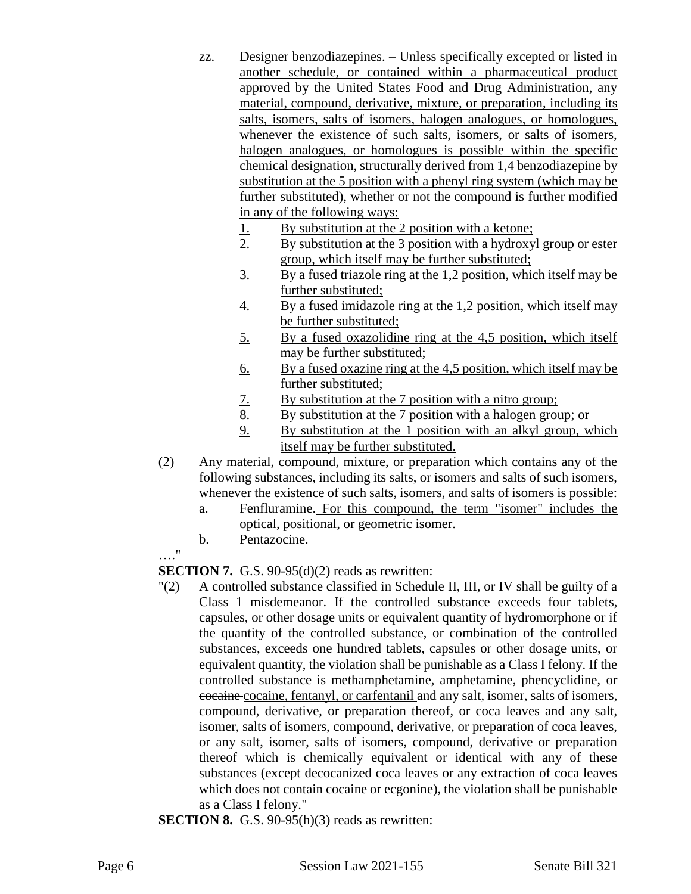zz. Designer benzodiazepines. – Unless specifically excepted or listed in another schedule, or contained within a pharmaceutical product approved by the United States Food and Drug Administration, any material, compound, derivative, mixture, or preparation, including its salts, isomers, salts of isomers, halogen analogues, or homologues, whenever the existence of such salts, isomers, or salts of isomers, halogen analogues, or homologues is possible within the specific chemical designation, structurally derived from 1,4 benzodiazepine by substitution at the 5 position with a phenyl ring system (which may be further substituted), whether or not the compound is further modified in any of the following ways:

1. By substitution at the 2 position with a ketone;
2. By substitution at the 3 position with a hydroxyl group or ester group, which itself may be further substituted;
3. By a fused triazole ring at the 1,2 position, which itself may be further substituted;
4. By a fused imidazole ring at the 1,2 position, which itself may be further substituted;
5. By a fused oxazolidine ring at the 4,5 position, which itself may be further substituted;
6. By a fused oxazine ring at the 4,5 position, which itself may be further substituted;
7. By substitution at the 7 position with a nitro group;
8. By substitution at the 7 position with a halogen group; or
9. By substitution at the 1 position with an alkyl group, which itself may be further substituted.

(2) Any material, compound, mixture, or preparation which contains any of the following substances, including its salts, or isomers and salts of such isomers, whenever the existence of such salts, isomers, and salts of isomers is possible:

a. Fenfluramine. For this compound, the term "isomer" includes the optical, positional, or geometric isomer.
b. Pentazocine.

…."

**SECTION 7.** G.S. 90-95(d)(2) reads as rewritten:

"(2) A controlled substance classified in Schedule II, III, or IV shall be guilty of a Class 1 misdemeanor. If the controlled substance exceeds four tablets, capsules, or other dosage units or equivalent quantity of hydromorphone or if the quantity of the controlled substance, or combination of the controlled substances, exceeds one hundred tablets, capsules or other dosage units, or equivalent quantity, the violation shall be punishable as a Class I felony. If the controlled substance is methamphetamine, amphetamine, phencyclidine, ~~or cocaine~~ cocaine, fentanyl, or carfentanil and any salt, isomer, salts of isomers, compound, derivative, or preparation thereof, or coca leaves and any salt, isomer, salts of isomers, compound, derivative, or preparation of coca leaves, or any salt, isomer, salts of isomers, compound, derivative or preparation thereof which is chemically equivalent or identical with any of these substances (except decocanized coca leaves or any extraction of coca leaves which does not contain cocaine or ecgonine), the violation shall be punishable as a Class I felony."

**SECTION 8.** G.S. 90-95(h)(3) reads as rewritten: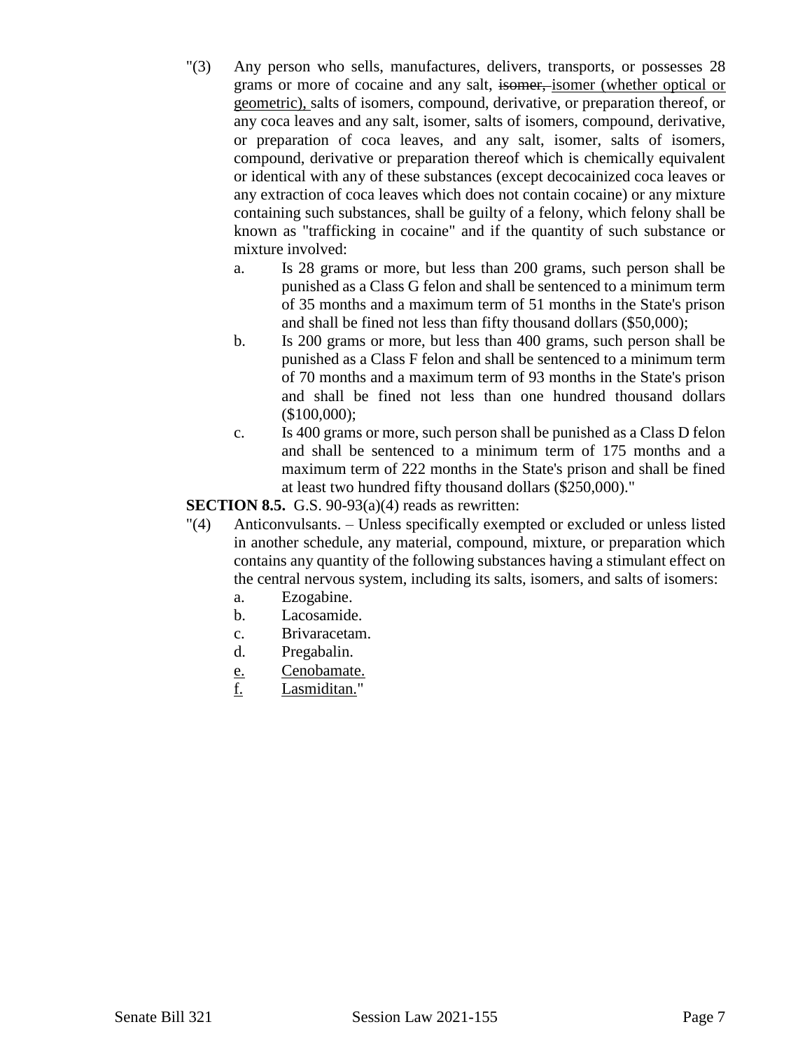"(3) Any person who sells, manufactures, delivers, transports, or possesses 28 grams or more of cocaine and any salt, ~~isomer,~~ isomer (whether optical or geometric), salts of isomers, compound, derivative, or preparation thereof, or any coca leaves and any salt, isomer, salts of isomers, compound, derivative, or preparation of coca leaves, and any salt, isomer, salts of isomers, compound, derivative or preparation thereof which is chemically equivalent or identical with any of these substances (except decocainized coca leaves or any extraction of coca leaves which does not contain cocaine) or any mixture containing such substances, shall be guilty of a felony, which felony shall be known as "trafficking in cocaine" and if the quantity of such substance or mixture involved:

  a. Is 28 grams or more, but less than 200 grams, such person shall be punished as a Class G felon and shall be sentenced to a minimum term of 35 months and a maximum term of 51 months in the State's prison and shall be fined not less than fifty thousand dollars ($50,000);
  b. Is 200 grams or more, but less than 400 grams, such person shall be punished as a Class F felon and shall be sentenced to a minimum term of 70 months and a maximum term of 93 months in the State's prison and shall be fined not less than one hundred thousand dollars ($100,000);
  c. Is 400 grams or more, such person shall be punished as a Class D felon and shall be sentenced to a minimum term of 175 months and a maximum term of 222 months in the State's prison and shall be fined at least two hundred fifty thousand dollars ($250,000)."

**SECTION 8.5.** G.S. 90-93(a)(4) reads as rewritten:

"(4) Anticonvulsants. – Unless specifically exempted or excluded or unless listed in another schedule, any material, compound, mixture, or preparation which contains any quantity of the following substances having a stimulant effect on the central nervous system, including its salts, isomers, and salts of isomers:

  a. Ezogabine.
  b. Lacosamide.
  c. Brivaracetam.
  d. Pregabalin.
  <u>e. Cenobamate.</u>
  <u>f. Lasmiditan.</u>"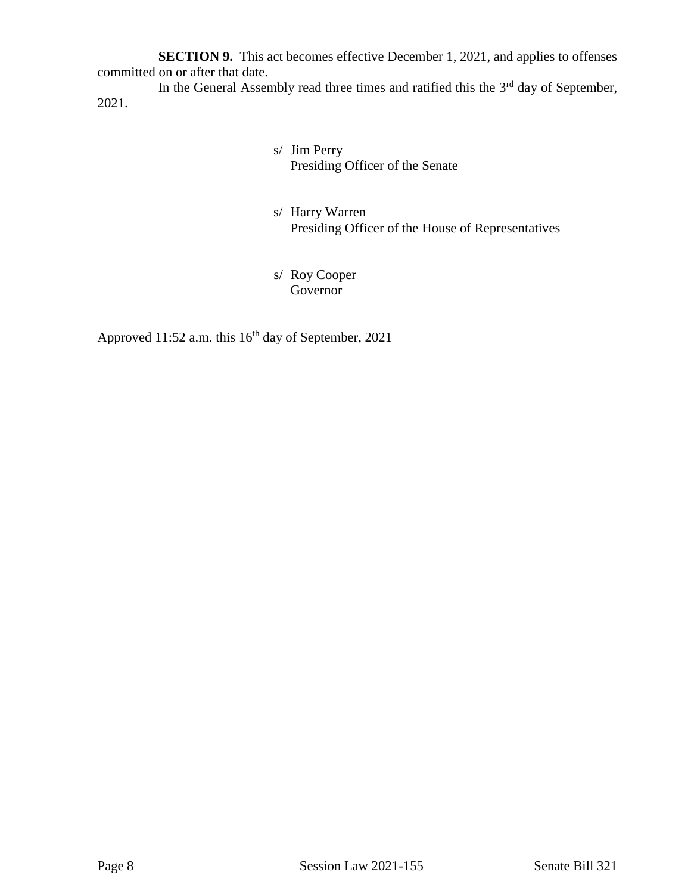**SECTION 9.** This act becomes effective December 1, 2021, and applies to offenses committed on or after that date.

In the General Assembly read three times and ratified this the 3rd day of September, 2021.

s/ Jim Perry
Presiding Officer of the Senate

s/ Harry Warren
Presiding Officer of the House of Representatives

s/ Roy Cooper
Governor

Approved 11:52 a.m. this 16th day of September, 2021